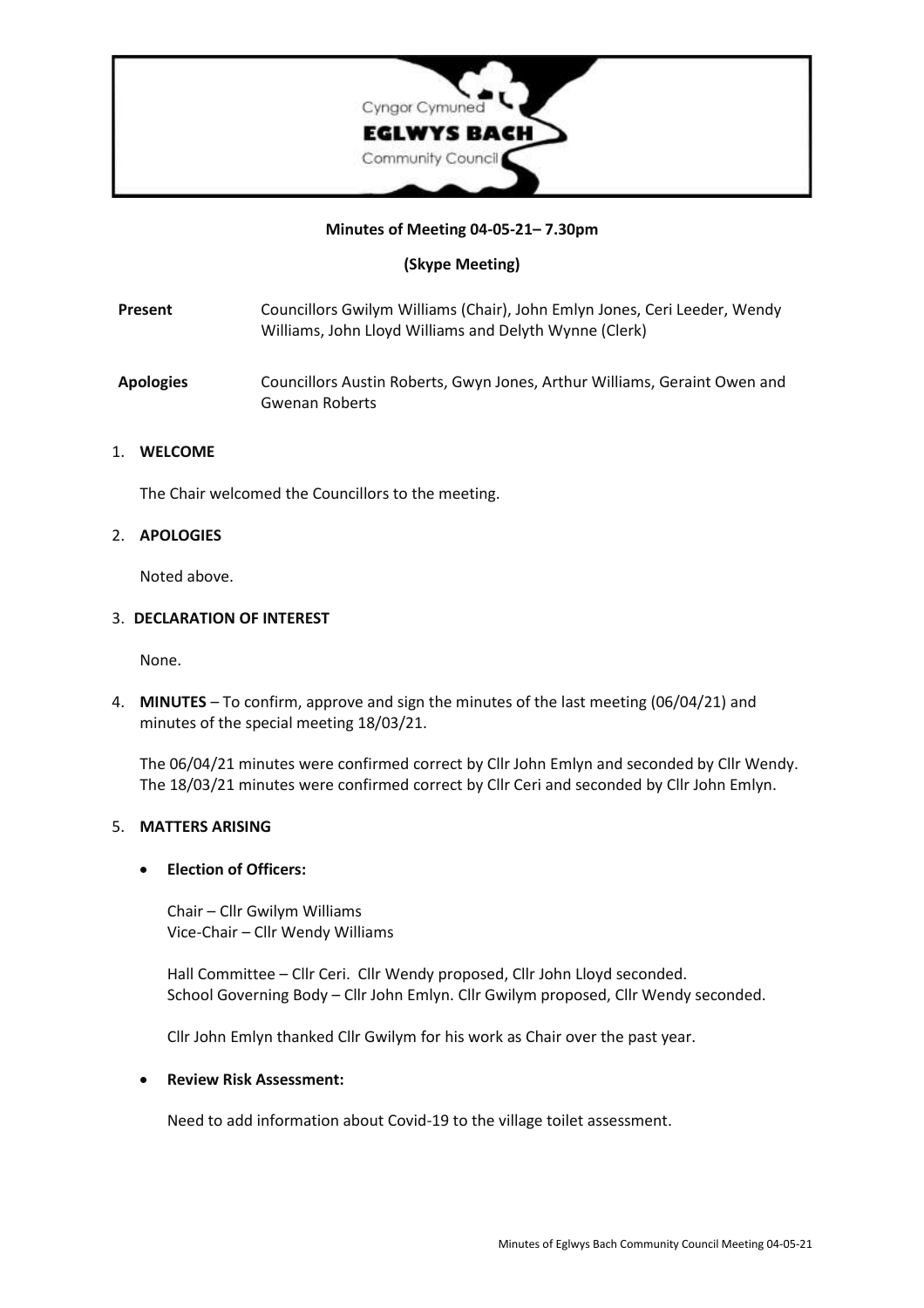Cyngor Cymuned
**EGLWYS BACH**
Community Council

**Minutes of Meeting 04-05-21– 7.30pm**

**(Skype Meeting)**

| | |
|---|---|
| **Present** | Councillors Gwilym Williams (Chair), John Emlyn Jones, Ceri Leeder, Wendy Williams, John Lloyd Williams and Delyth Wynne (Clerk) |
| **Apologies** | Councillors Austin Roberts, Gwyn Jones, Arthur Williams, Geraint Owen and Gwenan Roberts |

1. **WELCOME**

   The Chair welcomed the Councillors to the meeting.

2. **APOLOGIES**

   Noted above.

3. **DECLARATION OF INTEREST**

   None.

4. **MINUTES** – To confirm, approve and sign the minutes of the last meeting (06/04/21) and minutes of the special meeting 18/03/21.

   The 06/04/21 minutes were confirmed correct by Cllr John Emlyn and seconded by Cllr Wendy. The 18/03/21 minutes were confirmed correct by Cllr Ceri and seconded by Cllr John Emlyn.

5. **MATTERS ARISING**

   - **Election of Officers:**

     Chair – Cllr Gwilym Williams
     Vice-Chair – Cllr Wendy Williams

     Hall Committee – Cllr Ceri. Cllr Wendy proposed, Cllr John Lloyd seconded.
     School Governing Body – Cllr John Emlyn. Cllr Gwilym proposed, Cllr Wendy seconded.

     Cllr John Emlyn thanked Cllr Gwilym for his work as Chair over the past year.

   - **Review Risk Assessment:**

     Need to add information about Covid-19 to the village toilet assessment.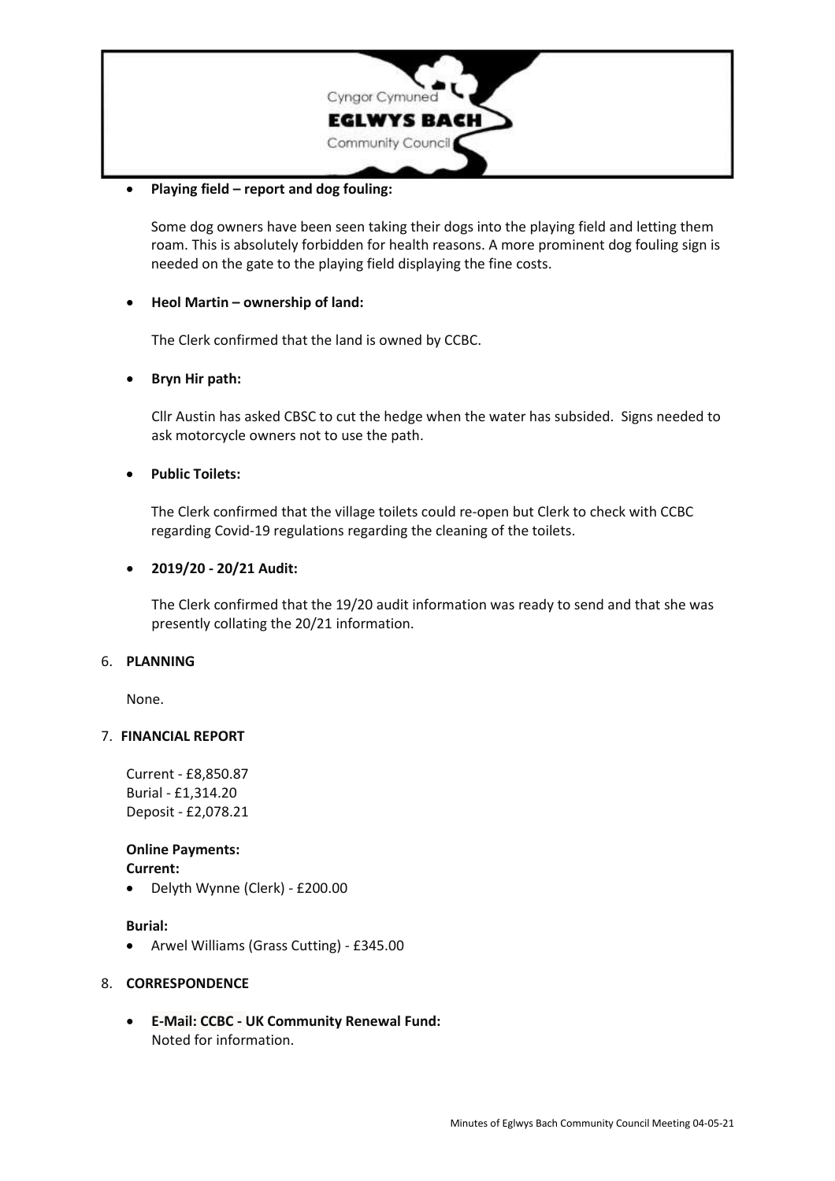- **Playing field – report and dog fouling:**

  Some dog owners have been seen taking their dogs into the playing field and letting them roam. This is absolutely forbidden for health reasons. A more prominent dog fouling sign is needed on the gate to the playing field displaying the fine costs.

- **Heol Martin – ownership of land:**

  The Clerk confirmed that the land is owned by CCBC.

- **Bryn Hir path:**

  Cllr Austin has asked CBSC to cut the hedge when the water has subsided. Signs needed to ask motorcycle owners not to use the path.

- **Public Toilets:**

  The Clerk confirmed that the village toilets could re-open but Clerk to check with CCBC regarding Covid-19 regulations regarding the cleaning of the toilets.

- **2019/20 - 20/21 Audit:**

  The Clerk confirmed that the 19/20 audit information was ready to send and that she was presently collating the 20/21 information.

6. **PLANNING**

   None.

7. **FINANCIAL REPORT**

   Current - £8,850.87
   Burial - £1,314.20
   Deposit - £2,078.21

   **Online Payments:**
   **Current:**

   - Delyth Wynne (Clerk) - £200.00

   **Burial:**

   - Arwel Williams (Grass Cutting) - £345.00

8. **CORRESPONDENCE**

   - **E-Mail: CCBC - UK Community Renewal Fund:**
     Noted for information.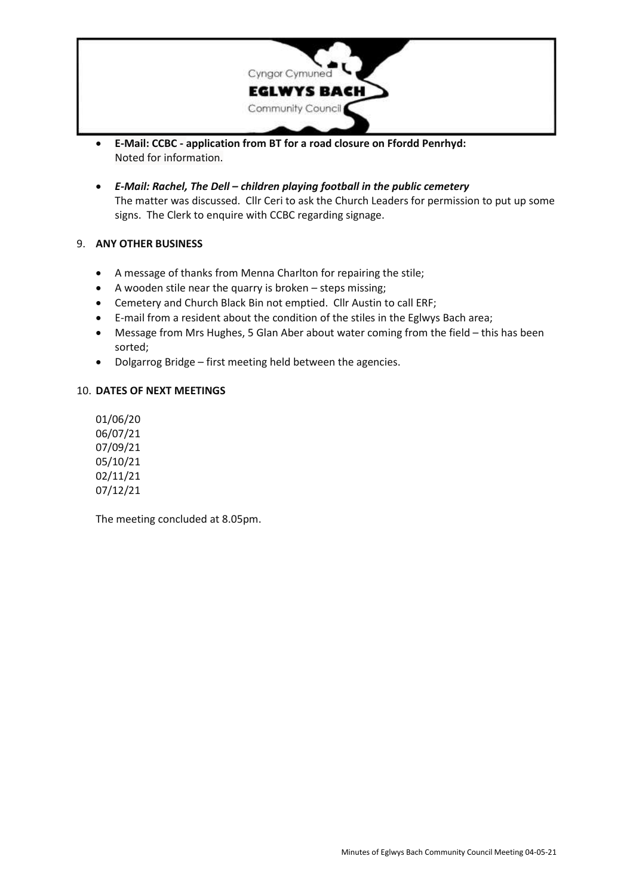- **E-Mail: CCBC - application from BT for a road closure on Ffordd Penrhyd:**
  Noted for information.

- ***E-Mail: Rachel, The Dell – children playing football in the public cemetery***
  The matter was discussed. Cllr Ceri to ask the Church Leaders for permission to put up some signs. The Clerk to enquire with CCBC regarding signage.

9. **ANY OTHER BUSINESS**

- A message of thanks from Menna Charlton for repairing the stile;
- A wooden stile near the quarry is broken – steps missing;
- Cemetery and Church Black Bin not emptied. Cllr Austin to call ERF;
- E-mail from a resident about the condition of the stiles in the Eglwys Bach area;
- Message from Mrs Hughes, 5 Glan Aber about water coming from the field – this has been sorted;
- Dolgarrog Bridge – first meeting held between the agencies.

10. **DATES OF NEXT MEETINGS**

01/06/20
06/07/21
07/09/21
05/10/21
02/11/21
07/12/21

The meeting concluded at 8.05pm.